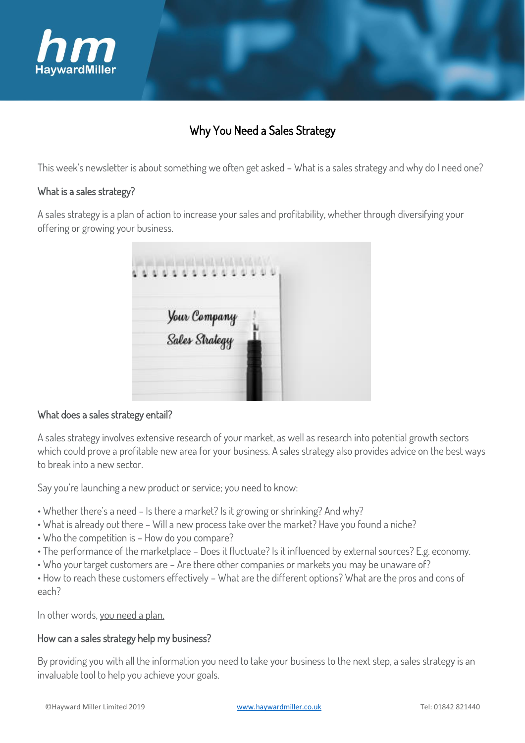# Why You Need a Sales Strategy

This week's newsletter is about something we often get asked – What is a sales strategy and why do I need one?

## What is a sales strategy?

A sales strategy is a plan of action to increase your sales and profitability, whether through diversifying your offering or growing your business.

## What does a sales strategy entail?

A sales strategy involves extensive research of your market, as well as research into potential growth sectors which could prove a profitable new area for your business. A sales strategy also provides advice on the best ways to break into a new sector.

Say you're launching a new product or service; you need to know:

- Whether there's a need – Is there a market? Is it growing or shrinking? And why?
- What is already out there – Will a new process take over the market? Have you found a niche?
- Who the competition is – How do you compare?
- The performance of the marketplace – Does it fluctuate? Is it influenced by external sources? E.g. economy.
- Who your target customers are – Are there other companies or markets you may be unaware of?
- How to reach these customers effectively – What are the different options? What are the pros and cons of each?

In other words, you need a plan.

## How can a sales strategy help my business?

By providing you with all the information you need to take your business to the next step, a sales strategy is an invaluable tool to help you achieve your goals.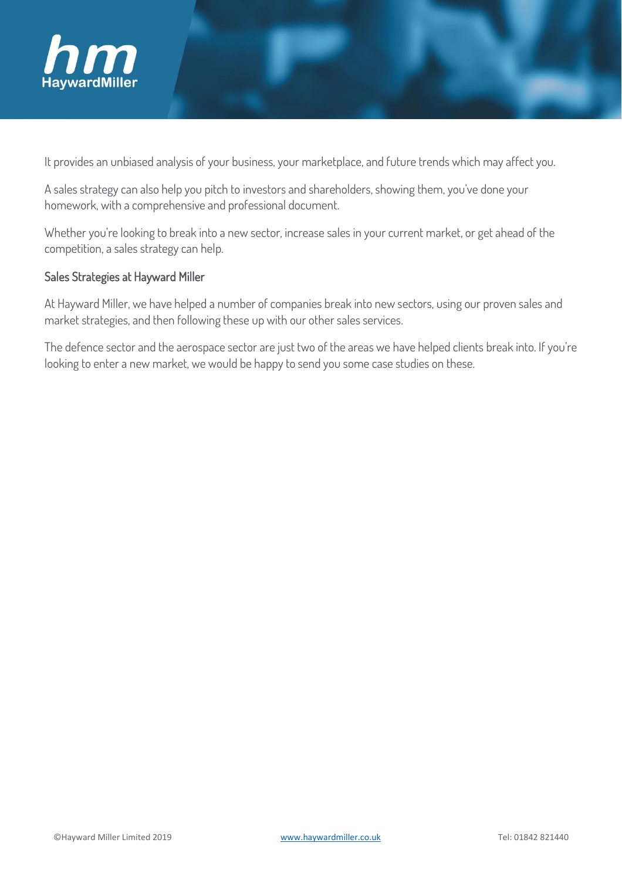It provides an unbiased analysis of your business, your marketplace, and future trends which may affect you.

A sales strategy can also help you pitch to investors and shareholders, showing them, you've done your homework, with a comprehensive and professional document.

Whether you're looking to break into a new sector, increase sales in your current market, or get ahead of the competition, a sales strategy can help.

## Sales Strategies at Hayward Miller

At Hayward Miller, we have helped a number of companies break into new sectors, using our proven sales and market strategies, and then following these up with our other sales services.

The defence sector and the aerospace sector are just two of the areas we have helped clients break into. If you're looking to enter a new market, we would be happy to send you some case studies on these.